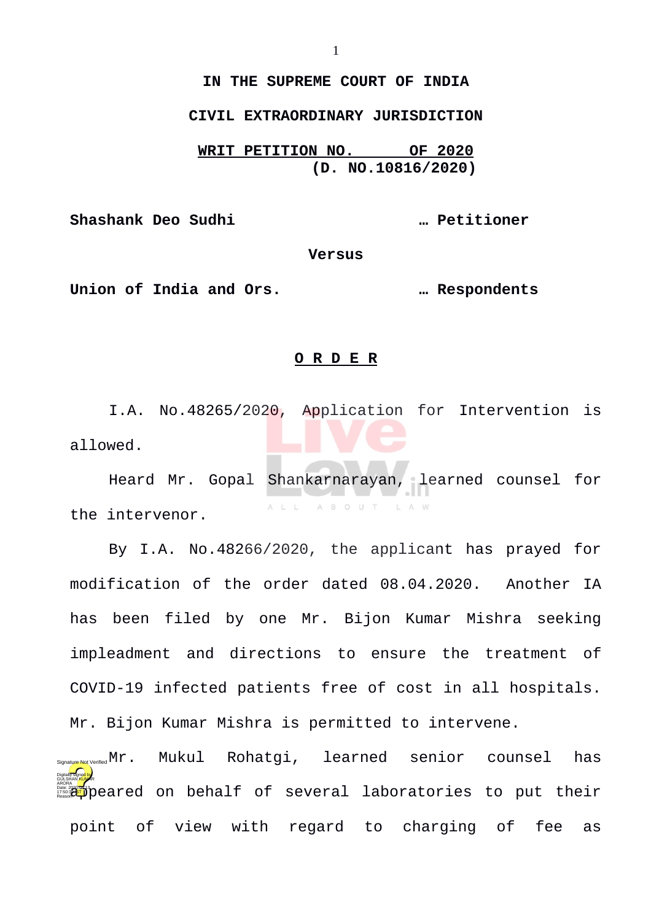**IN THE SUPREME COURT OF INDIA**

**CIVIL EXTRAORDINARY JURISDICTION**

**WRIT PETITION NO. OF 2020**
**(D. NO.10816/2020)**

**Shashank Deo Sudhi** … **Petitioner**

**Versus**

**Union of India and Ors.** … **Respondents**

**O R D E R**

I.A. No.48265/2020, Application for Intervention is allowed.

Heard Mr. Gopal Shankarnarayan, learned counsel for the intervenor.

By I.A. No.48266/2020, the applicant has prayed for modification of the order dated 08.04.2020. Another IA has been filed by one Mr. Bijon Kumar Mishra seeking impleadment and directions to ensure the treatment of COVID-19 infected patients free of cost in all hospitals. Mr. Bijon Kumar Mishra is permitted to intervene.

Mr. Mukul Rohatgi, learned senior counsel has appeared on behalf of several laboratories to put their point of view with regard to charging of fee as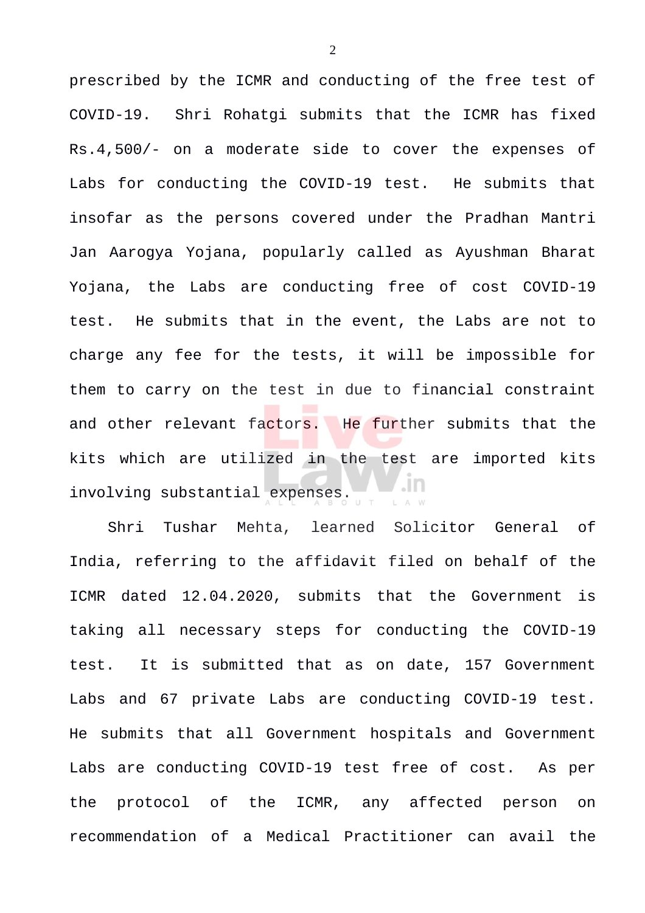prescribed by the ICMR and conducting of the free test of COVID-19. Shri Rohatgi submits that the ICMR has fixed Rs.4,500/- on a moderate side to cover the expenses of Labs for conducting the COVID-19 test. He submits that insofar as the persons covered under the Pradhan Mantri Jan Aarogya Yojana, popularly called as Ayushman Bharat Yojana, the Labs are conducting free of cost COVID-19 test. He submits that in the event, the Labs are not to charge any fee for the tests, it will be impossible for them to carry on the test in due to financial constraint and other relevant factors. He further submits that the kits which are utilized in the test are imported kits involving substantial expenses.

Shri Tushar Mehta, learned Solicitor General of India, referring to the affidavit filed on behalf of the ICMR dated 12.04.2020, submits that the Government is taking all necessary steps for conducting the COVID-19 test. It is submitted that as on date, 157 Government Labs and 67 private Labs are conducting COVID-19 test. He submits that all Government hospitals and Government Labs are conducting COVID-19 test free of cost. As per the protocol of the ICMR, any affected person on recommendation of a Medical Practitioner can avail the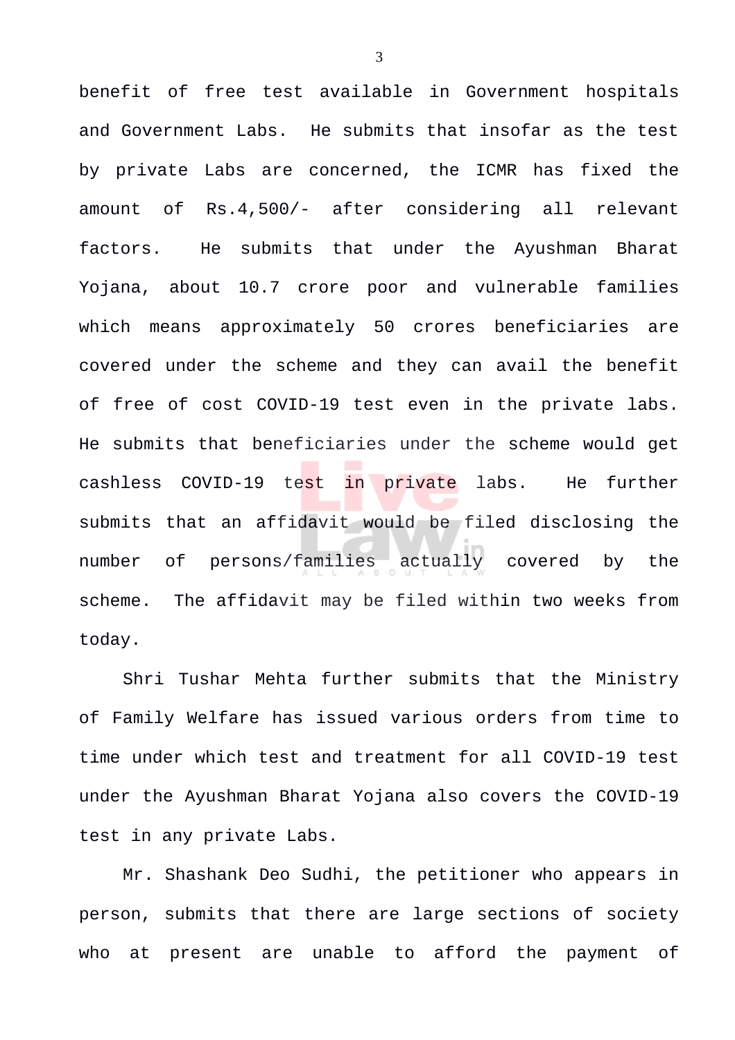benefit of free test available in Government hospitals and Government Labs. He submits that insofar as the test by private Labs are concerned, the ICMR has fixed the amount of Rs.4,500/- after considering all relevant factors. He submits that under the Ayushman Bharat Yojana, about 10.7 crore poor and vulnerable families which means approximately 50 crores beneficiaries are covered under the scheme and they can avail the benefit of free of cost COVID-19 test even in the private labs. He submits that beneficiaries under the scheme would get cashless COVID-19 test in private labs. He further submits that an affidavit would be filed disclosing the number of persons/families actually covered by the scheme. The affidavit may be filed within two weeks from today.

Shri Tushar Mehta further submits that the Ministry of Family Welfare has issued various orders from time to time under which test and treatment for all COVID-19 test under the Ayushman Bharat Yojana also covers the COVID-19 test in any private Labs.

Mr. Shashank Deo Sudhi, the petitioner who appears in person, submits that there are large sections of society who at present are unable to afford the payment of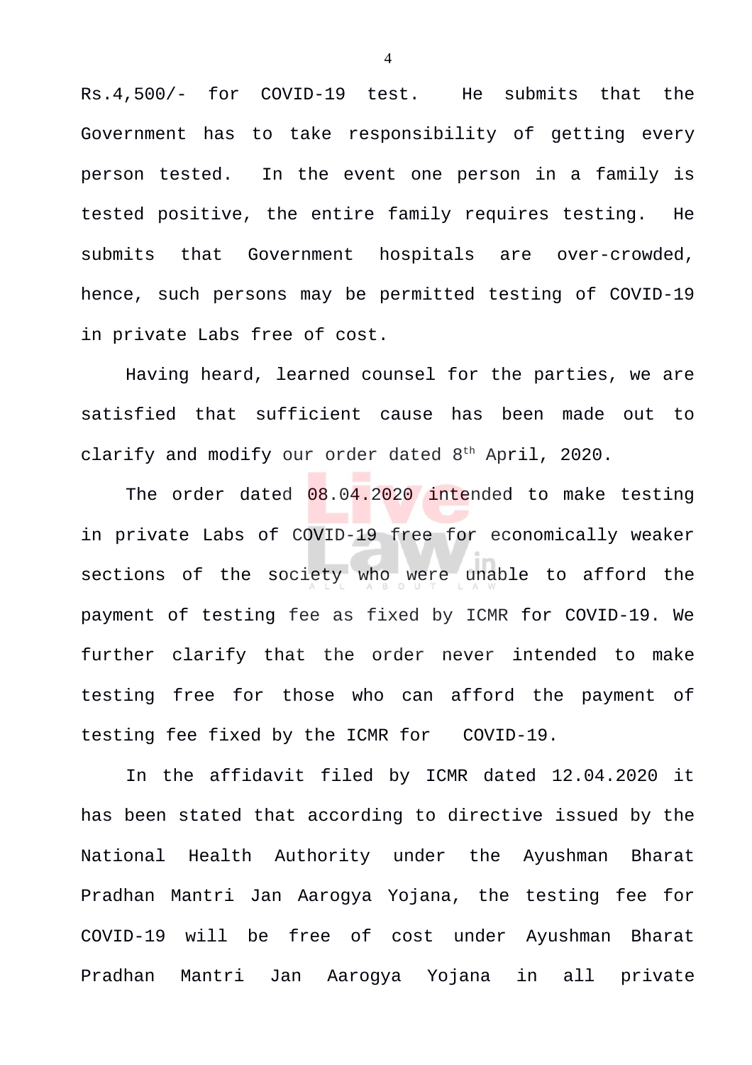Rs.4,500/- for COVID-19 test. He submits that the Government has to take responsibility of getting every person tested. In the event one person in a family is tested positive, the entire family requires testing. He submits that Government hospitals are over-crowded, hence, such persons may be permitted testing of COVID-19 in private Labs free of cost.

Having heard, learned counsel for the parties, we are satisfied that sufficient cause has been made out to clarify and modify our order dated 8th April, 2020.

The order dated 08.04.2020 intended to make testing in private Labs of COVID-19 free for economically weaker sections of the society who were unable to afford the payment of testing fee as fixed by ICMR for COVID-19. We further clarify that the order never intended to make testing free for those who can afford the payment of testing fee fixed by the ICMR for COVID-19.

In the affidavit filed by ICMR dated 12.04.2020 it has been stated that according to directive issued by the National Health Authority under the Ayushman Bharat Pradhan Mantri Jan Aarogya Yojana, the testing fee for COVID-19 will be free of cost under Ayushman Bharat Pradhan Mantri Jan Aarogya Yojana in all private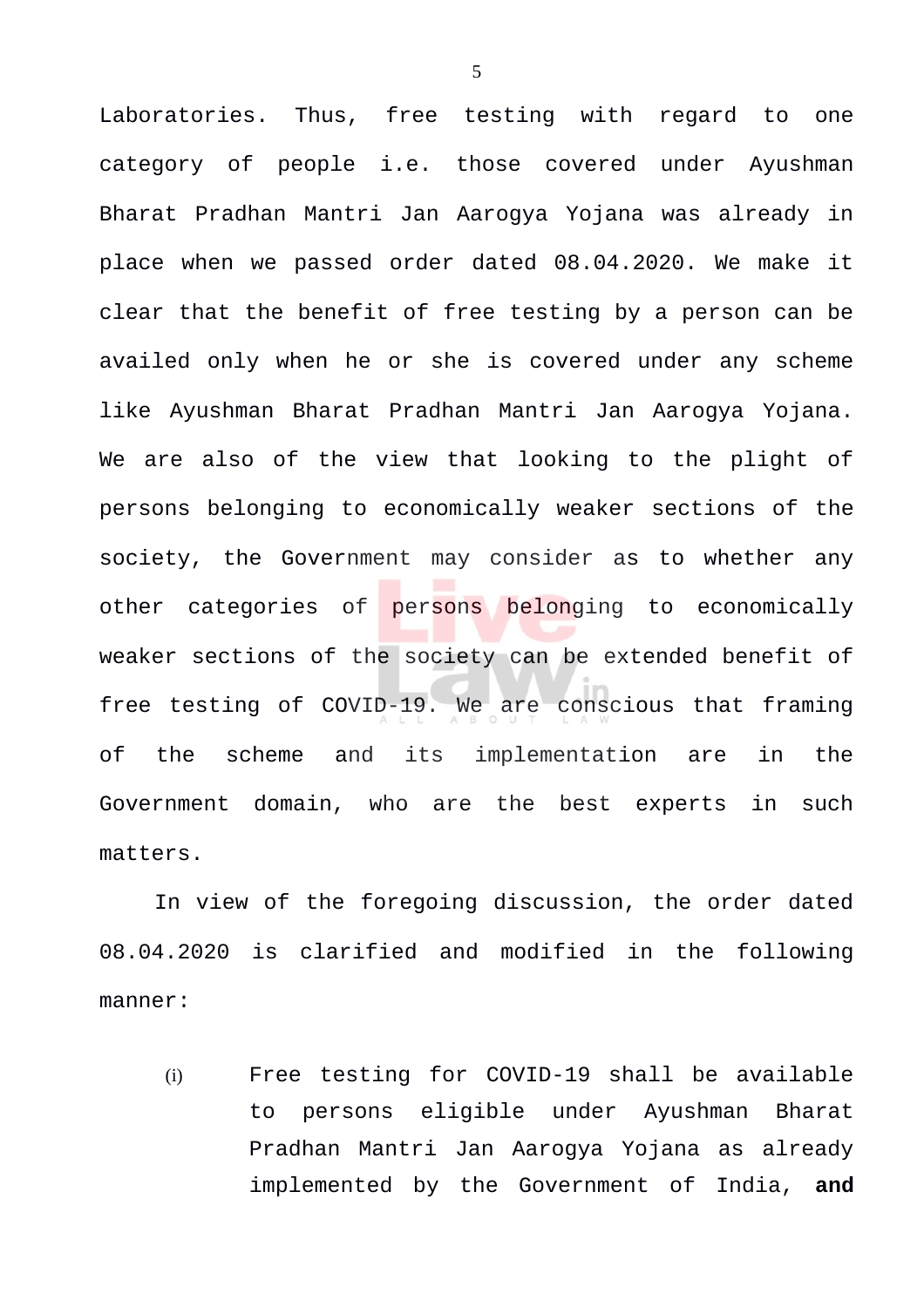Laboratories. Thus, free testing with regard to one category of people i.e. those covered under Ayushman Bharat Pradhan Mantri Jan Aarogya Yojana was already in place when we passed order dated 08.04.2020. We make it clear that the benefit of free testing by a person can be availed only when he or she is covered under any scheme like Ayushman Bharat Pradhan Mantri Jan Aarogya Yojana. We are also of the view that looking to the plight of persons belonging to economically weaker sections of the society, the Government may consider as to whether any other categories of persons belonging to economically weaker sections of the society can be extended benefit of free testing of COVID-19. We are conscious that framing of the scheme and its implementation are in the Government domain, who are the best experts in such matters.

In view of the foregoing discussion, the order dated 08.04.2020 is clarified and modified in the following manner:

(i) Free testing for COVID-19 shall be available to persons eligible under Ayushman Bharat Pradhan Mantri Jan Aarogya Yojana as already implemented by the Government of India, **and**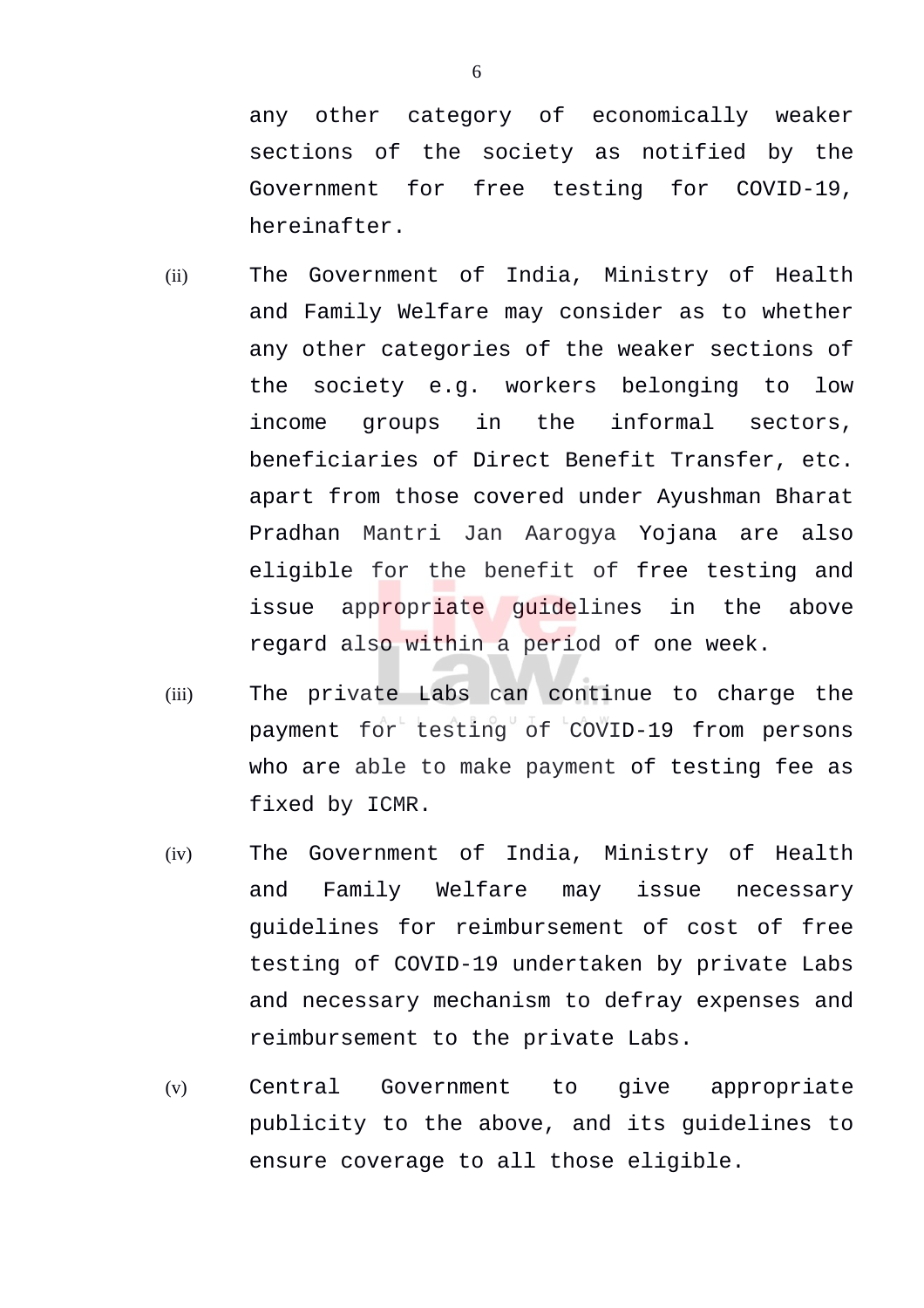any other category of economically weaker sections of the society as notified by the Government for free testing for COVID-19, hereinafter.

(ii) The Government of India, Ministry of Health and Family Welfare may consider as to whether any other categories of the weaker sections of the society e.g. workers belonging to low income groups in the informal sectors, beneficiaries of Direct Benefit Transfer, etc. apart from those covered under Ayushman Bharat Pradhan Mantri Jan Aarogya Yojana are also eligible for the benefit of free testing and issue appropriate guidelines in the above regard also within a period of one week.

(iii) The private Labs can continue to charge the payment for testing of COVID-19 from persons who are able to make payment of testing fee as fixed by ICMR.

(iv) The Government of India, Ministry of Health and Family Welfare may issue necessary guidelines for reimbursement of cost of free testing of COVID-19 undertaken by private Labs and necessary mechanism to defray expenses and reimbursement to the private Labs.

(v) Central Government to give appropriate publicity to the above, and its guidelines to ensure coverage to all those eligible.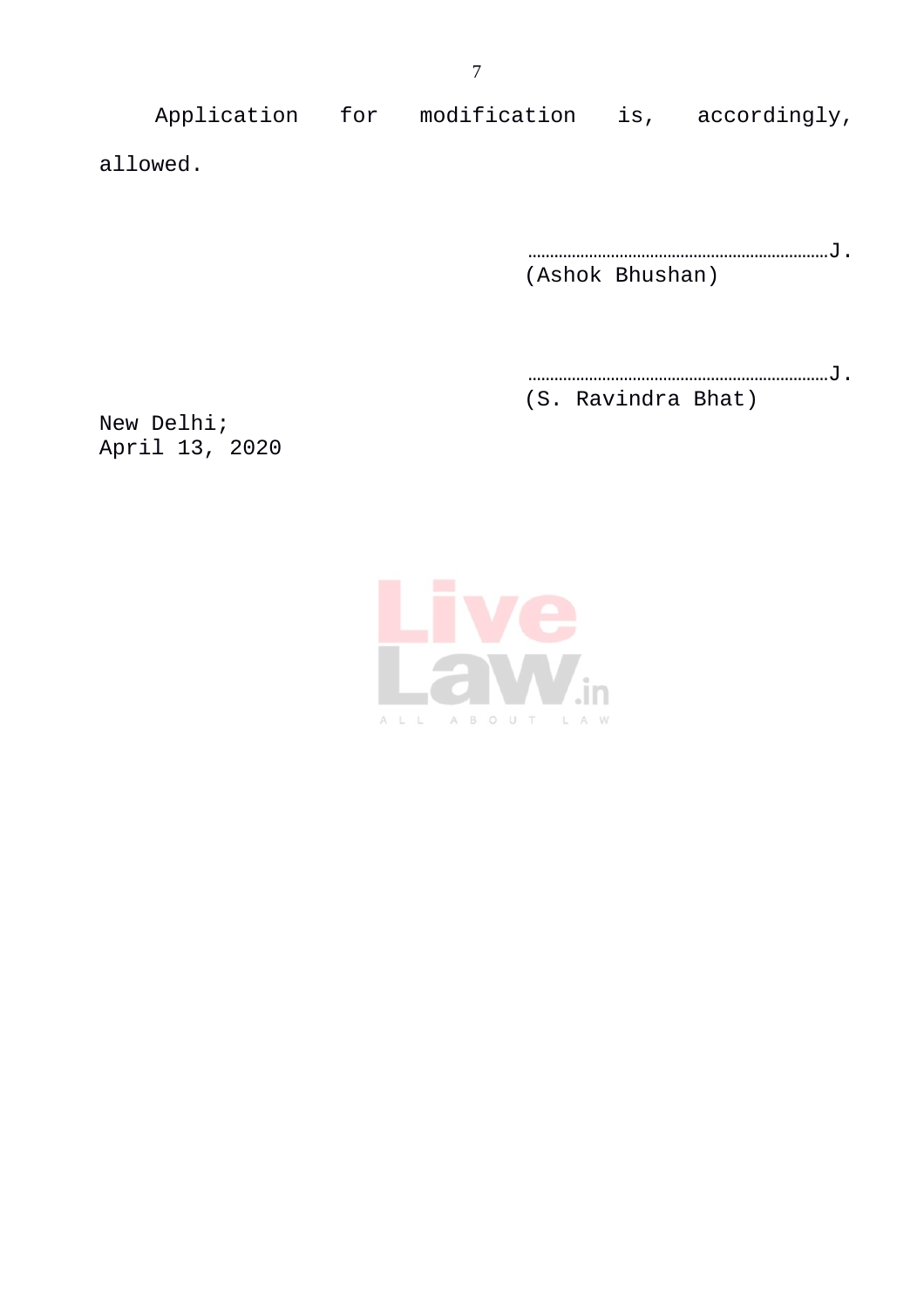Application for modification is, accordingly, allowed.

……………………………………………………………J.
(Ashok Bhushan)

……………………………………………………………J.
(S. Ravindra Bhat)

New Delhi;
April 13, 2020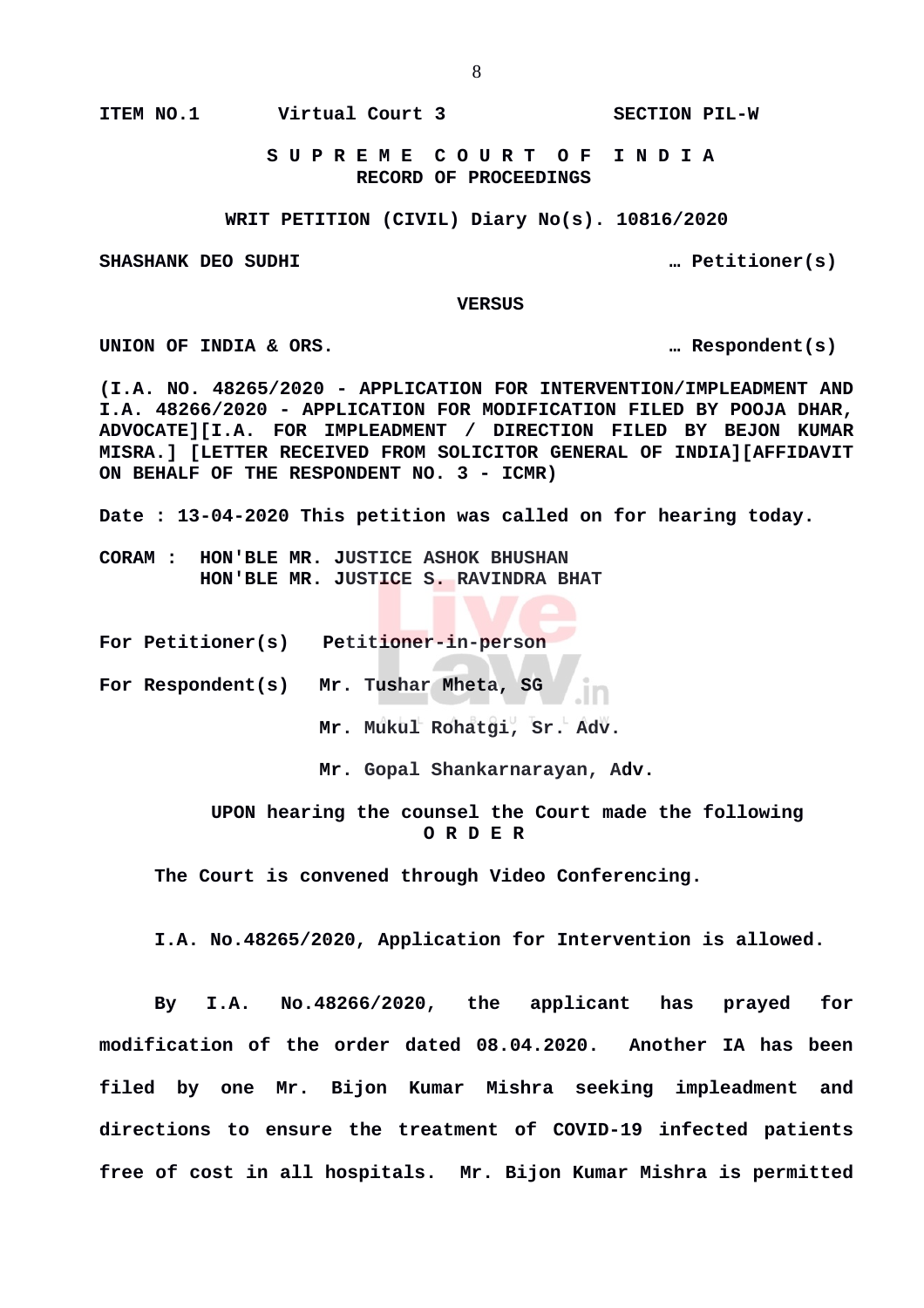ITEM NO.1 Virtual Court 3 SECTION PIL-W

**S U P R E M E C O U R T O F I N D I A**
**RECORD OF PROCEEDINGS**

**WRIT PETITION (CIVIL) Diary No(s). 10816/2020**

**SHASHANK DEO SUDHI** … Petitioner(s)

**VERSUS**

**UNION OF INDIA & ORS.** … Respondent(s)

**(I.A. NO. 48265/2020 - APPLICATION FOR INTERVENTION/IMPLEADMENT AND I.A. 48266/2020 - APPLICATION FOR MODIFICATION FILED BY POOJA DHAR, ADVOCATE][I.A. FOR IMPLEADMENT / DIRECTION FILED BY BEJON KUMAR MISRA.] [LETTER RECEIVED FROM SOLICITOR GENERAL OF INDIA][AFFIDAVIT ON BEHALF OF THE RESPONDENT NO. 3 - ICMR)**

**Date : 13-04-2020 This petition was called on for hearing today.**

**CORAM : HON'BLE MR. JUSTICE ASHOK BHUSHAN**
**HON'BLE MR. JUSTICE S. RAVINDRA BHAT**

**For Petitioner(s)** Petitioner-in-person

**For Respondent(s)** Mr. Tushar Mheta, SG

Mr. Mukul Rohatgi, Sr. Adv.

Mr. Gopal Shankarnarayan, Adv.

**UPON hearing the counsel the Court made the following**
**O R D E R**

The Court is convened through Video Conferencing.

I.A. No.48265/2020, Application for Intervention is allowed.

By I.A. No.48266/2020, the applicant has prayed for modification of the order dated 08.04.2020. Another IA has been filed by one Mr. Bijon Kumar Mishra seeking impleadment and directions to ensure the treatment of COVID-19 infected patients free of cost in all hospitals. Mr. Bijon Kumar Mishra is permitted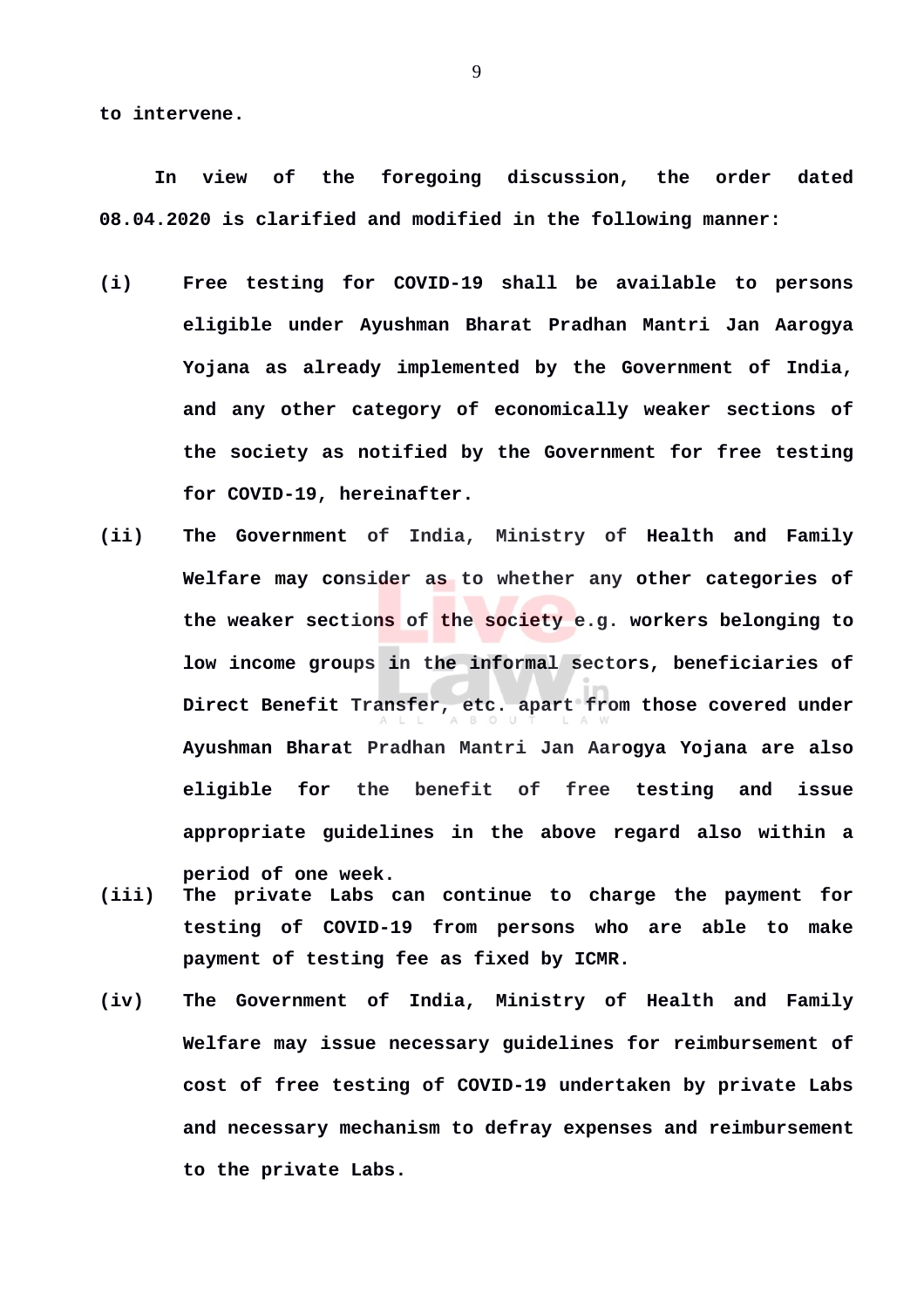**to intervene.**

**In view of the foregoing discussion, the order dated 08.04.2020 is clarified and modified in the following manner:**

**(i)** **Free testing for COVID-19 shall be available to persons eligible under Ayushman Bharat Pradhan Mantri Jan Aarogya Yojana as already implemented by the Government of India, and any other category of economically weaker sections of the society as notified by the Government for free testing for COVID-19, hereinafter.**

**(ii)** **The Government of India, Ministry of Health and Family Welfare may consider as to whether any other categories of the weaker sections of the society e.g. workers belonging to low income groups in the informal sectors, beneficiaries of Direct Benefit Transfer, etc. apart from those covered under Ayushman Bharat Pradhan Mantri Jan Aarogya Yojana are also eligible for the benefit of free testing and issue appropriate guidelines in the above regard also within a period of one week.**

**(iii)** **The private Labs can continue to charge the payment for testing of COVID-19 from persons who are able to make payment of testing fee as fixed by ICMR.**

**(iv)** **The Government of India, Ministry of Health and Family Welfare may issue necessary guidelines for reimbursement of cost of free testing of COVID-19 undertaken by private Labs and necessary mechanism to defray expenses and reimbursement to the private Labs.**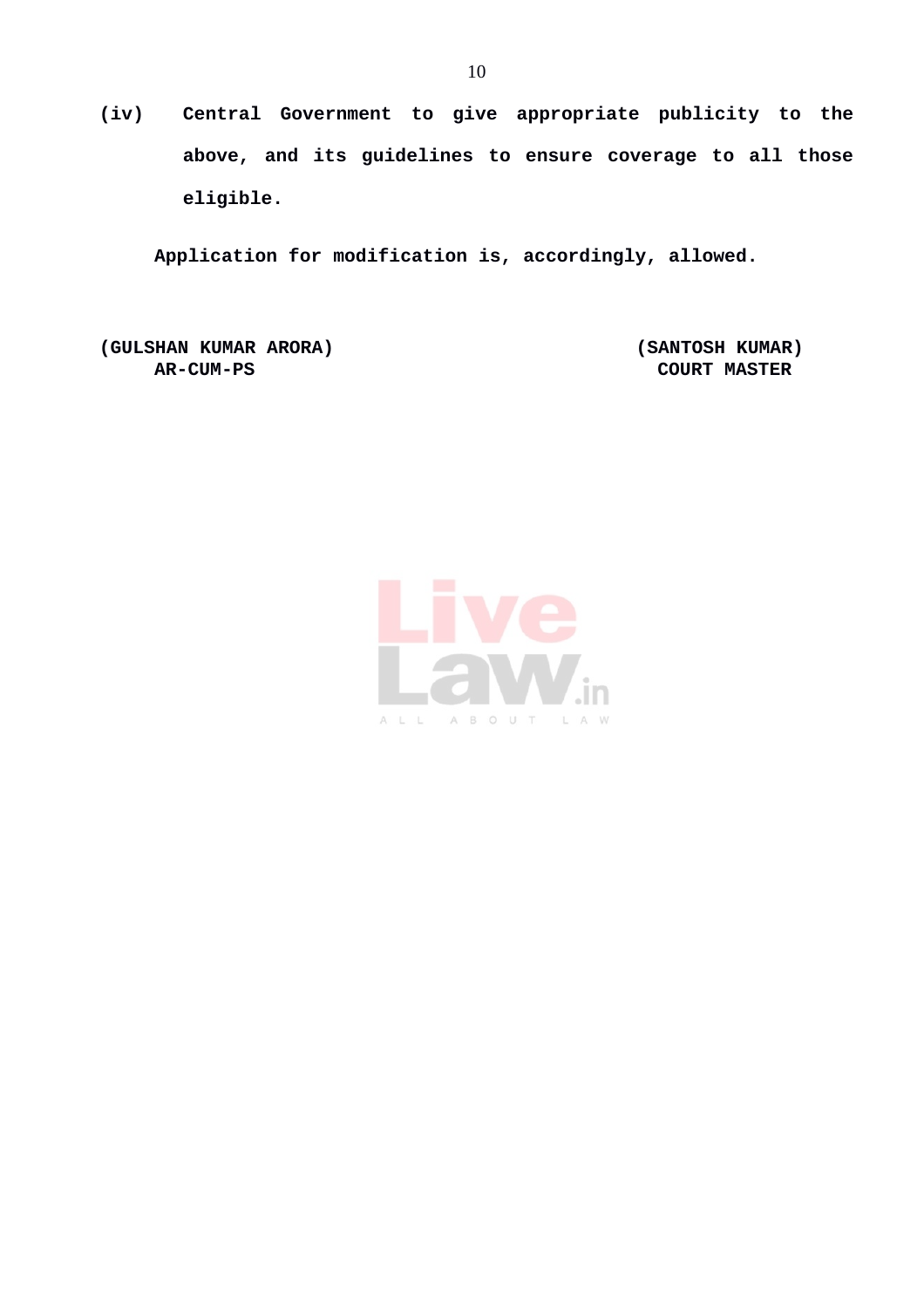**(iv) Central Government to give appropriate publicity to the above, and its guidelines to ensure coverage to all those eligible.**

**Application for modification is, accordingly, allowed.**

**(GULSHAN KUMAR ARORA)**
**AR-CUM-PS**

**(SANTOSH KUMAR)**
**COURT MASTER**